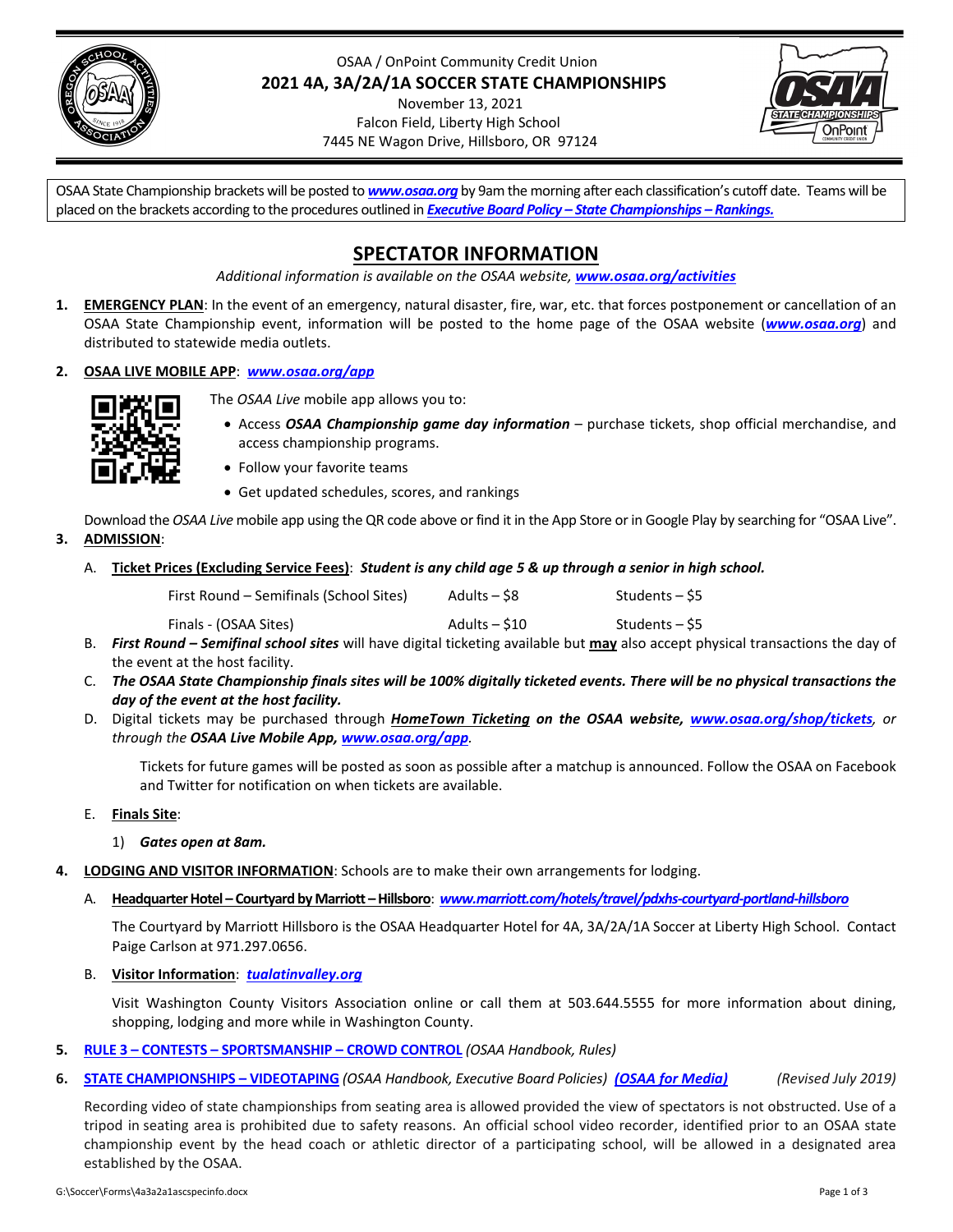OSAA / OnPoint Community Credit Union

# 2021 4A, 3A/2A/1A SOCCER STATE CHAMPIONSHIPS

November 13, 2021
Falcon Field, Liberty High School
7445 NE Wagon Drive, Hillsboro, OR 97124

OSAA State Championship brackets will be posted to ***www.osaa.org*** by 9am the morning after each classification's cutoff date. Teams will be placed on the brackets according to the procedures outlined in ***Executive Board Policy – State Championships – Rankings.***

## SPECTATOR INFORMATION

*Additional information is available on the OSAA website, **www.osaa.org/activities***

1. **EMERGENCY PLAN**: In the event of an emergency, natural disaster, fire, war, etc. that forces postponement or cancellation of an OSAA State Championship event, information will be posted to the home page of the OSAA website (***www.osaa.org***) and distributed to statewide media outlets.

2. **OSAA LIVE MOBILE APP**: ***www.osaa.org/app***

   The *OSAA Live* mobile app allows you to:
   - Access ***OSAA Championship game day information*** – purchase tickets, shop official merchandise, and access championship programs.
   - Follow your favorite teams
   - Get updated schedules, scores, and rankings

   Download the *OSAA Live* mobile app using the QR code above or find it in the App Store or in Google Play by searching for "OSAA Live".

3. **ADMISSION**:

   A. **Ticket Prices (Excluding Service Fees)**: ***Student is any child age 5 & up through a senior in high school.***

   | | | |
   |---|---|---|
   | First Round – Semifinals (School Sites) | Adults – $8 | Students – $5 |
   | Finals - (OSAA Sites) | Adults – $10 | Students – $5 |

   B. ***First Round – Semifinal school sites*** will have digital ticketing available but **may** also accept physical transactions the day of the event at the host facility.

   C. ***The OSAA State Championship finals sites will be 100% digitally ticketed events. There will be no physical transactions the day of the event at the host facility.***

   D. Digital tickets may be purchased through ***HomeTown Ticketing on the OSAA website, www.osaa.org/shop/tickets****, or through the **OSAA Live Mobile App, www.osaa.org/app**.*

      Tickets for future games will be posted as soon as possible after a matchup is announced. Follow the OSAA on Facebook and Twitter for notification on when tickets are available.

   E. **Finals Site**:

      1) ***Gates open at 8am.***

4. **LODGING AND VISITOR INFORMATION**: Schools are to make their own arrangements for lodging.

   A. **Headquarter Hotel – Courtyard by Marriott – Hillsboro**: ***www.marriott.com/hotels/travel/pdxhs-courtyard-portland-hillsboro***

      The Courtyard by Marriott Hillsboro is the OSAA Headquarter Hotel for 4A, 3A/2A/1A Soccer at Liberty High School. Contact Paige Carlson at 971.297.0656.

   B. **Visitor Information**: ***tualatinvalley.org***

      Visit Washington County Visitors Association online or call them at 503.644.5555 for more information about dining, shopping, lodging and more while in Washington County.

5. **RULE 3 – CONTESTS – SPORTSMANSHIP – CROWD CONTROL** *(OSAA Handbook, Rules)*

6. **STATE CHAMPIONSHIPS – VIDEOTAPING** *(OSAA Handbook, Executive Board Policies)* ***(OSAA for Media)*** *(Revised July 2019)*

   Recording video of state championships from seating area is allowed provided the view of spectators is not obstructed. Use of a tripod in seating area is prohibited due to safety reasons. An official school video recorder, identified prior to an OSAA state championship event by the head coach or athletic director of a participating school, will be allowed in a designated area established by the OSAA.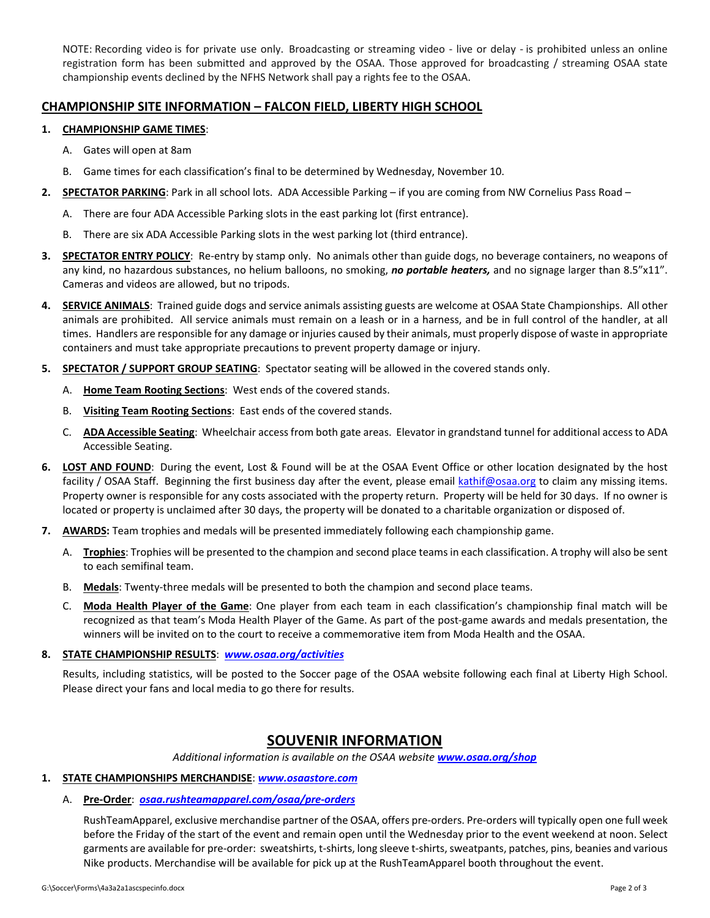NOTE: Recording video is for private use only. Broadcasting or streaming video - live or delay - is prohibited unless an online registration form has been submitted and approved by the OSAA. Those approved for broadcasting / streaming OSAA state championship events declined by the NFHS Network shall pay a rights fee to the OSAA.

## CHAMPIONSHIP SITE INFORMATION – FALCON FIELD, LIBERTY HIGH SCHOOL

1. **CHAMPIONSHIP GAME TIMES**:
   A. Gates will open at 8am
   B. Game times for each classification's final to be determined by Wednesday, November 10.
2. **SPECTATOR PARKING**: Park in all school lots. ADA Accessible Parking – if you are coming from NW Cornelius Pass Road –
   A. There are four ADA Accessible Parking slots in the east parking lot (first entrance).
   B. There are six ADA Accessible Parking slots in the west parking lot (third entrance).
3. **SPECTATOR ENTRY POLICY**: Re-entry by stamp only. No animals other than guide dogs, no beverage containers, no weapons of any kind, no hazardous substances, no helium balloons, no smoking, ***no portable heaters,*** and no signage larger than 8.5"x11". Cameras and videos are allowed, but no tripods.
4. **SERVICE ANIMALS**: Trained guide dogs and service animals assisting guests are welcome at OSAA State Championships. All other animals are prohibited. All service animals must remain on a leash or in a harness, and be in full control of the handler, at all times. Handlers are responsible for any damage or injuries caused by their animals, must properly dispose of waste in appropriate containers and must take appropriate precautions to prevent property damage or injury.
5. **SPECTATOR / SUPPORT GROUP SEATING**: Spectator seating will be allowed in the covered stands only.
   A. **Home Team Rooting Sections**: West ends of the covered stands.
   B. **Visiting Team Rooting Sections**: East ends of the covered stands.
   C. **ADA Accessible Seating**: Wheelchair access from both gate areas. Elevator in grandstand tunnel for additional access to ADA Accessible Seating.
6. **LOST AND FOUND**: During the event, Lost & Found will be at the OSAA Event Office or other location designated by the host facility / OSAA Staff. Beginning the first business day after the event, please email kathif@osaa.org to claim any missing items. Property owner is responsible for any costs associated with the property return. Property will be held for 30 days. If no owner is located or property is unclaimed after 30 days, the property will be donated to a charitable organization or disposed of.
7. **AWARDS:** Team trophies and medals will be presented immediately following each championship game.
   A. **Trophies**: Trophies will be presented to the champion and second place teams in each classification. A trophy will also be sent to each semifinal team.
   B. **Medals**: Twenty-three medals will be presented to both the champion and second place teams.
   C. **Moda Health Player of the Game**: One player from each team in each classification's championship final match will be recognized as that team's Moda Health Player of the Game. As part of the post-game awards and medals presentation, the winners will be invited on to the court to receive a commemorative item from Moda Health and the OSAA.
8. **STATE CHAMPIONSHIP RESULTS**: ***www.osaa.org/activities***

   Results, including statistics, will be posted to the Soccer page of the OSAA website following each final at Liberty High School. Please direct your fans and local media to go there for results.

## SOUVENIR INFORMATION

*Additional information is available on the OSAA website* ***www.osaa.org/shop***

1. **STATE CHAMPIONSHIPS MERCHANDISE**: ***www.osaastore.com***
   A. **Pre-Order**: ***osaa.rushteamapparel.com/osaa/pre-orders***

   RushTeamApparel, exclusive merchandise partner of the OSAA, offers pre-orders. Pre-orders will typically open one full week before the Friday of the start of the event and remain open until the Wednesday prior to the event weekend at noon. Select garments are available for pre-order: sweatshirts, t-shirts, long sleeve t-shirts, sweatpants, patches, pins, beanies and various Nike products. Merchandise will be available for pick up at the RushTeamApparel booth throughout the event.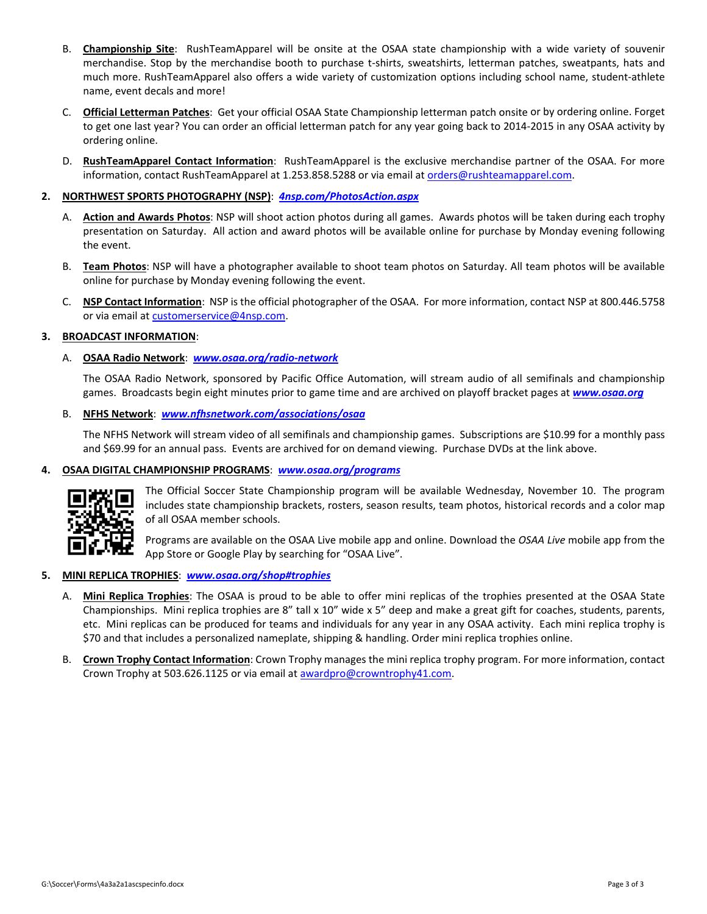B. **Championship Site**: RushTeamApparel will be onsite at the OSAA state championship with a wide variety of souvenir merchandise. Stop by the merchandise booth to purchase t-shirts, sweatshirts, letterman patches, sweatpants, hats and much more. RushTeamApparel also offers a wide variety of customization options including school name, student-athlete name, event decals and more!

C. **Official Letterman Patches**: Get your official OSAA State Championship letterman patch onsite or by ordering online. Forget to get one last year? You can order an official letterman patch for any year going back to 2014-2015 in any OSAA activity by ordering online.

D. **RushTeamApparel Contact Information**: RushTeamApparel is the exclusive merchandise partner of the OSAA. For more information, contact RushTeamApparel at 1.253.858.5288 or via email at orders@rushteamapparel.com.

**2. NORTHWEST SPORTS PHOTOGRAPHY (NSP)**: ***4nsp.com/PhotosAction.aspx***

A. **Action and Awards Photos**: NSP will shoot action photos during all games. Awards photos will be taken during each trophy presentation on Saturday. All action and award photos will be available online for purchase by Monday evening following the event.

B. **Team Photos**: NSP will have a photographer available to shoot team photos on Saturday. All team photos will be available online for purchase by Monday evening following the event.

C. **NSP Contact Information**: NSP is the official photographer of the OSAA. For more information, contact NSP at 800.446.5758 or via email at customerservice@4nsp.com.

**3. BROADCAST INFORMATION**:

A. **OSAA Radio Network**: ***www.osaa.org/radio-network***

The OSAA Radio Network, sponsored by Pacific Office Automation, will stream audio of all semifinals and championship games. Broadcasts begin eight minutes prior to game time and are archived on playoff bracket pages at ***www.osaa.org***

B. **NFHS Network**: ***www.nfhsnetwork.com/associations/osaa***

The NFHS Network will stream video of all semifinals and championship games. Subscriptions are $10.99 for a monthly pass and $69.99 for an annual pass. Events are archived for on demand viewing. Purchase DVDs at the link above.

**4. OSAA DIGITAL CHAMPIONSHIP PROGRAMS**: ***www.osaa.org/programs***

The Official Soccer State Championship program will be available Wednesday, November 10. The program includes state championship brackets, rosters, season results, team photos, historical records and a color map of all OSAA member schools.

Programs are available on the OSAA Live mobile app and online. Download the *OSAA Live* mobile app from the App Store or Google Play by searching for "OSAA Live".

**5. MINI REPLICA TROPHIES**: ***www.osaa.org/shop#trophies***

A. **Mini Replica Trophies**: The OSAA is proud to be able to offer mini replicas of the trophies presented at the OSAA State Championships. Mini replica trophies are 8" tall x 10" wide x 5" deep and make a great gift for coaches, students, parents, etc. Mini replicas can be produced for teams and individuals for any year in any OSAA activity. Each mini replica trophy is $70 and that includes a personalized nameplate, shipping & handling. Order mini replica trophies online.

B. **Crown Trophy Contact Information**: Crown Trophy manages the mini replica trophy program. For more information, contact Crown Trophy at 503.626.1125 or via email at awardpro@crowntrophy41.com.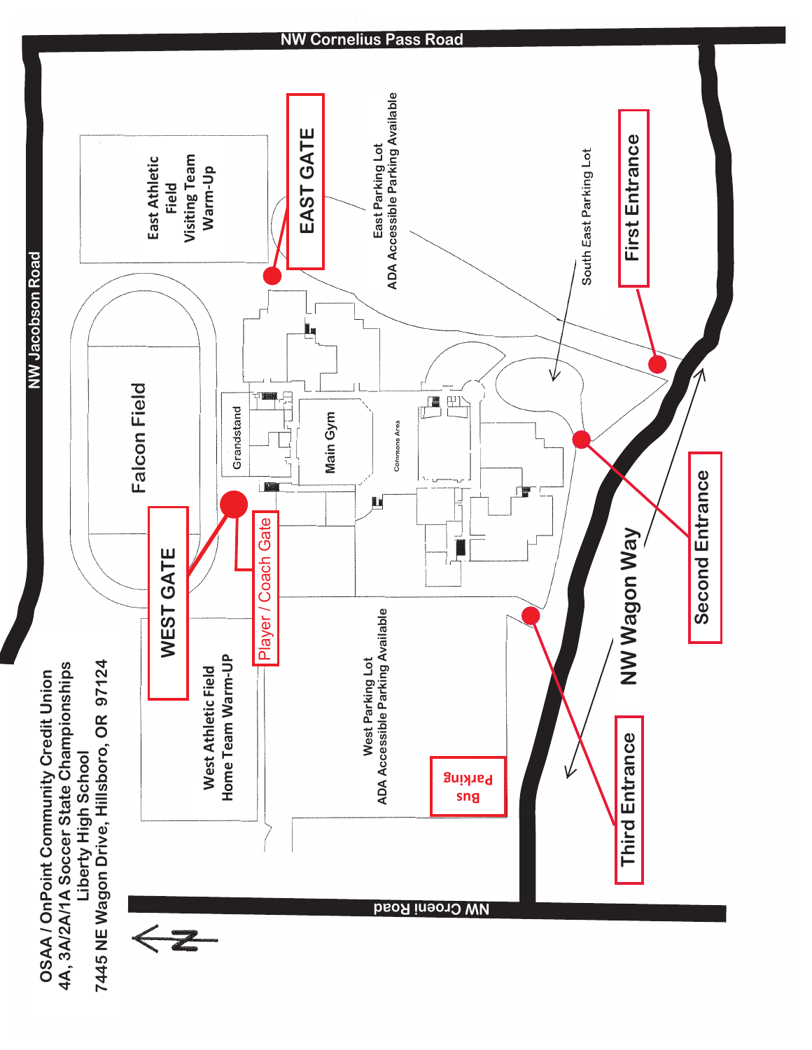OSAA / OnPoint Community Credit Union
4A, 3A/2A/1A Soccer State Championships
Liberty High School
7445 NE Wagon Drive, Hillsboro, OR 97124

NW Cornelius Pass Road

NW Jacobson Road

NW Croeni Road

NW Wagon Way

East Athletic Field
Visiting Team Warm-Up

EAST GATE

East Parking Lot
ADA Accessible Parking Available

South East Parking Lot

First Entrance

Second Entrance

Third Entrance

Falcon Field

Grandstand

Main Gym

Commons Area

WEST GATE

Player / Coach Gate

West Athletic Field
Home Team Warm-UP

West Parking Lot
ADA Accessible Parking Available

Bus Parking

N